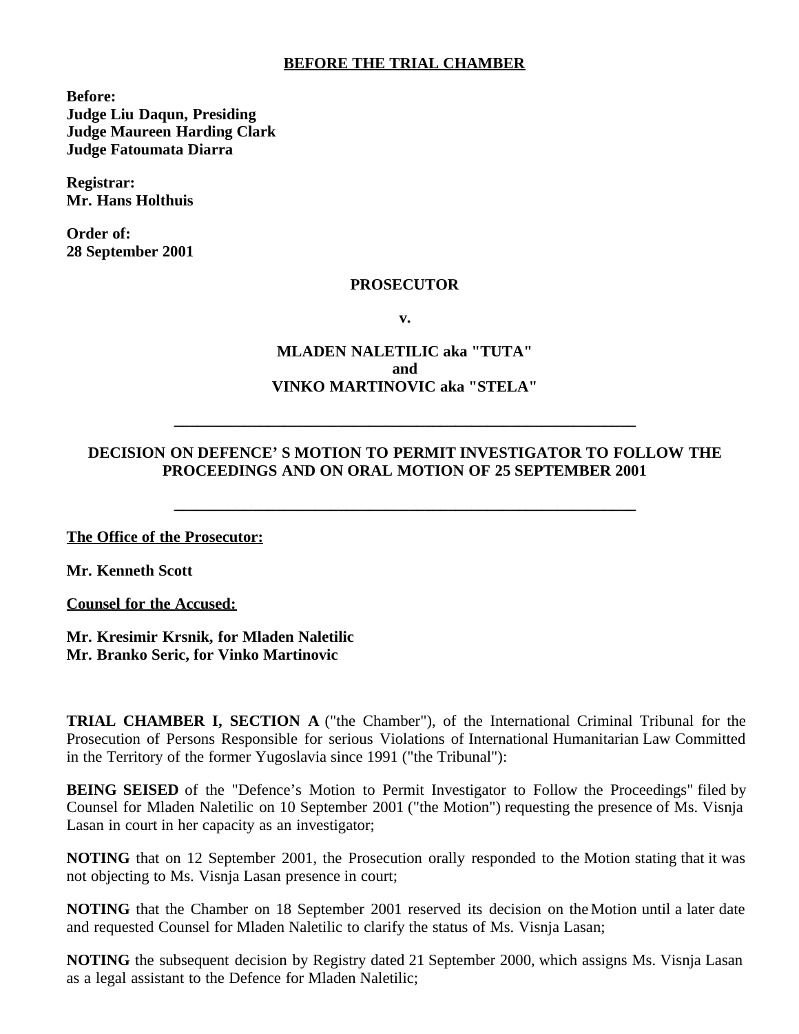**BEFORE THE TRIAL CHAMBER**

**Before:**
**Judge Liu Daqun, Presiding**
**Judge Maureen Harding Clark**
**Judge Fatoumata Diarra**

**Registrar:**
**Mr. Hans Holthuis**

**Order of:**
**28 September 2001**

**PROSECUTOR**

**v.**

**MLADEN NALETILIC aka "TUTA"**
**and**
**VINKO MARTINOVIC aka "STELA"**

---

**DECISION ON DEFENCE' S MOTION TO PERMIT INVESTIGATOR TO FOLLOW THE PROCEEDINGS AND ON ORAL MOTION OF 25 SEPTEMBER 2001**

---

**The Office of the Prosecutor:**

**Mr. Kenneth Scott**

**Counsel for the Accused:**

**Mr. Kresimir Krsnik, for Mladen Naletilic**
**Mr. Branko Seric, for Vinko Martinovic**

**TRIAL CHAMBER I, SECTION A** ("the Chamber"), of the International Criminal Tribunal for the Prosecution of Persons Responsible for serious Violations of International Humanitarian Law Committed in the Territory of the former Yugoslavia since 1991 ("the Tribunal"):

**BEING SEISED** of the "Defence's Motion to Permit Investigator to Follow the Proceedings" filed by Counsel for Mladen Naletilic on 10 September 2001 ("the Motion") requesting the presence of Ms. Visnja Lasan in court in her capacity as an investigator;

**NOTING** that on 12 September 2001, the Prosecution orally responded to the Motion stating that it was not objecting to Ms. Visnja Lasan presence in court;

**NOTING** that the Chamber on 18 September 2001 reserved its decision on the Motion until a later date and requested Counsel for Mladen Naletilic to clarify the status of Ms. Visnja Lasan;

**NOTING** the subsequent decision by Registry dated 21 September 2000, which assigns Ms. Visnja Lasan as a legal assistant to the Defence for Mladen Naletilic;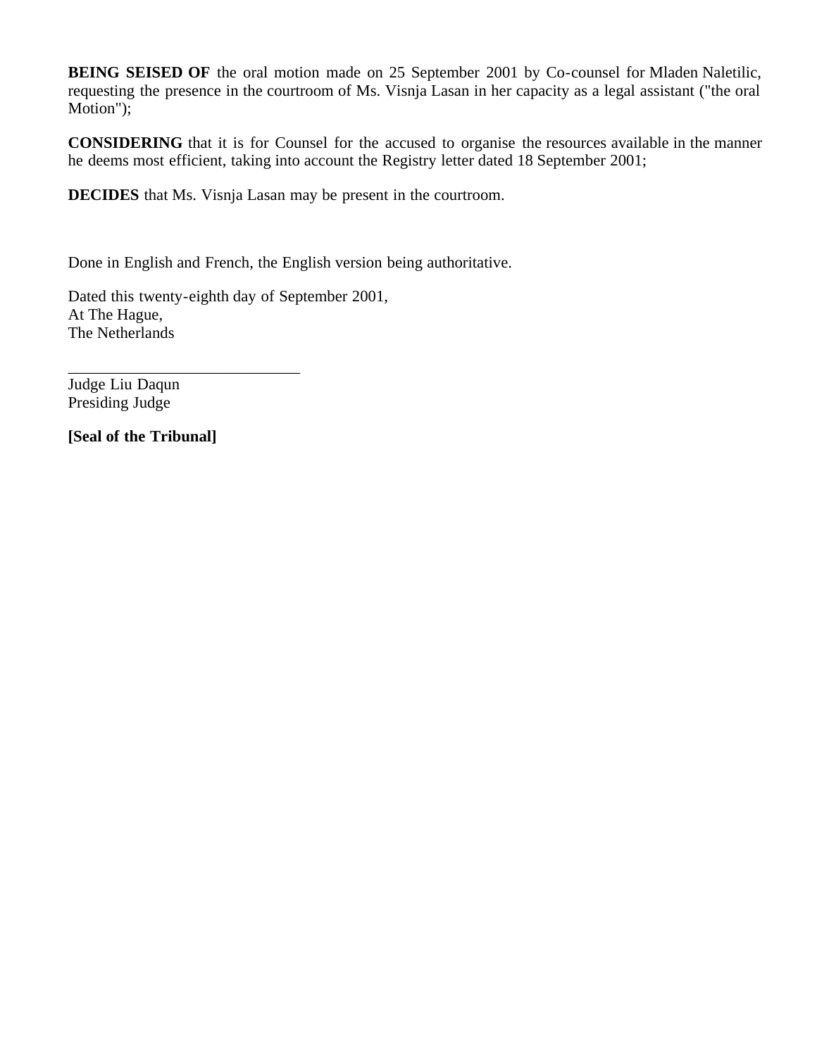**BEING SEISED OF** the oral motion made on 25 September 2001 by Co-counsel for Mladen Naletilic, requesting the presence in the courtroom of Ms. Visnja Lasan in her capacity as a legal assistant ("the oral Motion");

**CONSIDERING** that it is for Counsel for the accused to organise the resources available in the manner he deems most efficient, taking into account the Registry letter dated 18 September 2001;

**DECIDES** that Ms. Visnja Lasan may be present in the courtroom.

Done in English and French, the English version being authoritative.

Dated this twenty-eighth day of September 2001,
At The Hague,
The Netherlands

_____________________________
Judge Liu Daqun
Presiding Judge

**[Seal of the Tribunal]**